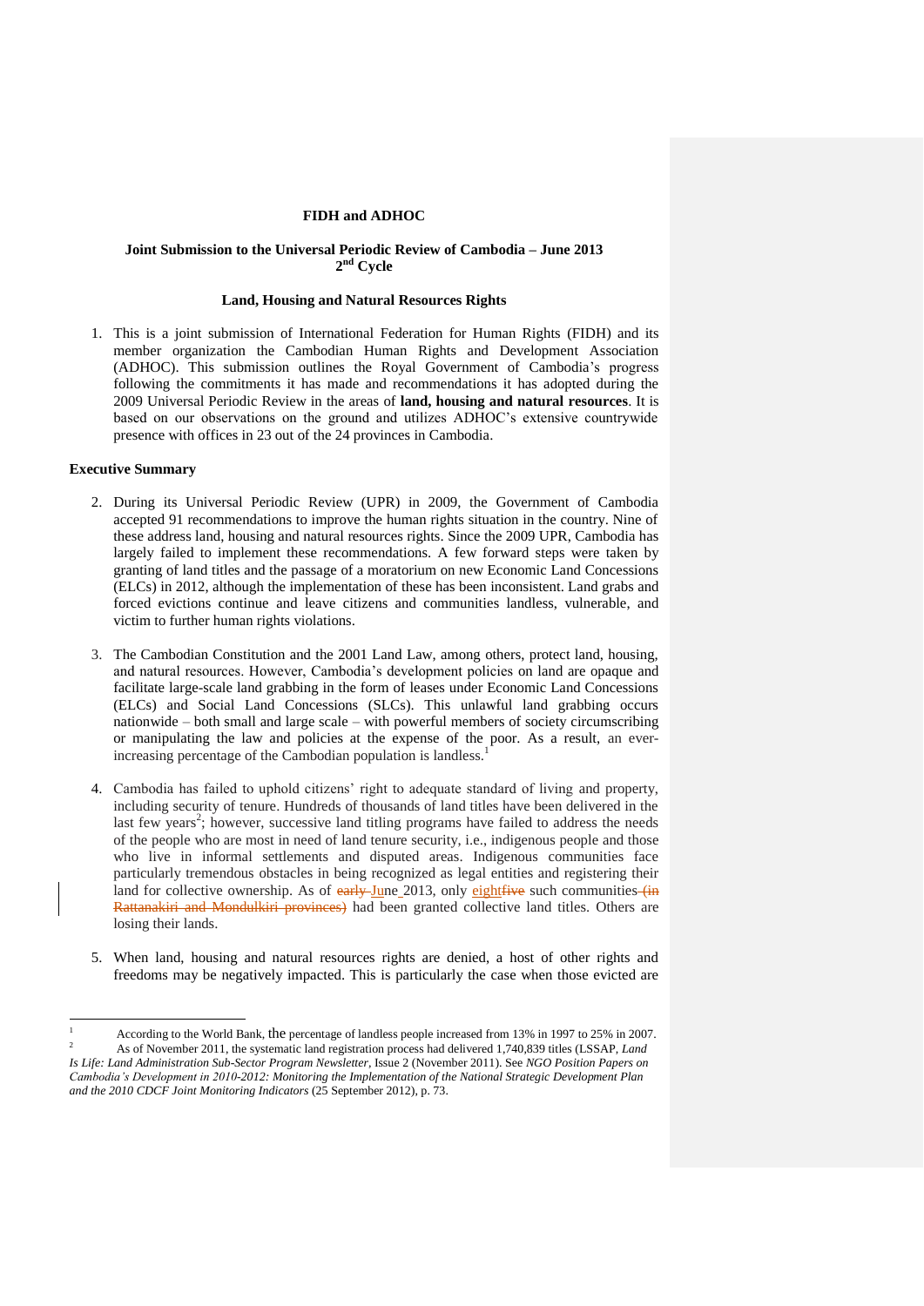**FIDH and ADHOC**

**Joint Submission to the Universal Periodic Review of Cambodia – June 2013**
**2nd Cycle**

**Land, Housing and Natural Resources Rights**

1. This is a joint submission of International Federation for Human Rights (FIDH) and its member organization the Cambodian Human Rights and Development Association (ADHOC). This submission outlines the Royal Government of Cambodia's progress following the commitments it has made and recommendations it has adopted during the 2009 Universal Periodic Review in the areas of **land, housing and natural resources**. It is based on our observations on the ground and utilizes ADHOC's extensive countrywide presence with offices in 23 out of the 24 provinces in Cambodia.

## Executive Summary

2. During its Universal Periodic Review (UPR) in 2009, the Government of Cambodia accepted 91 recommendations to improve the human rights situation in the country. Nine of these address land, housing and natural resources rights. Since the 2009 UPR, Cambodia has largely failed to implement these recommendations. A few forward steps were taken by granting of land titles and the passage of a moratorium on new Economic Land Concessions (ELCs) in 2012, although the implementation of these has been inconsistent. Land grabs and forced evictions continue and leave citizens and communities landless, vulnerable, and victim to further human rights violations.

3. The Cambodian Constitution and the 2001 Land Law, among others, protect land, housing, and natural resources. However, Cambodia's development policies on land are opaque and facilitate large-scale land grabbing in the form of leases under Economic Land Concessions (ELCs) and Social Land Concessions (SLCs). This unlawful land grabbing occurs nationwide – both small and large scale – with powerful members of society circumscribing or manipulating the law and policies at the expense of the poor. As a result, an ever-increasing percentage of the Cambodian population is landless.[1]

4. Cambodia has failed to uphold citizens' right to adequate standard of living and property, including security of tenure. Hundreds of thousands of land titles have been delivered in the last few years[2]; however, successive land titling programs have failed to address the needs of the people who are most in need of land tenure security, i.e., indigenous people and those who live in informal settlements and disputed areas. Indigenous communities face particularly tremendous obstacles in being recognized as legal entities and registering their land for collective ownership. As of June 2013, only eight such communities had been granted collective land titles. Others are losing their lands.

5. When land, housing and natural resources rights are denied, a host of other rights and freedoms may be negatively impacted. This is particularly the case when those evicted are

---

[1] According to the World Bank, the percentage of landless people increased from 13% in 1997 to 25% in 2007.

[2] As of November 2011, the systematic land registration process had delivered 1,740,839 titles (LSSAP, *Land Is Life: Land Administration Sub-Sector Program Newsletter*, Issue 2 (November 2011). See *NGO Position Papers on Cambodia's Development in 2010-2012: Monitoring the Implementation of the National Strategic Development Plan and the 2010 CDCF Joint Monitoring Indicators* (25 September 2012), p. 73.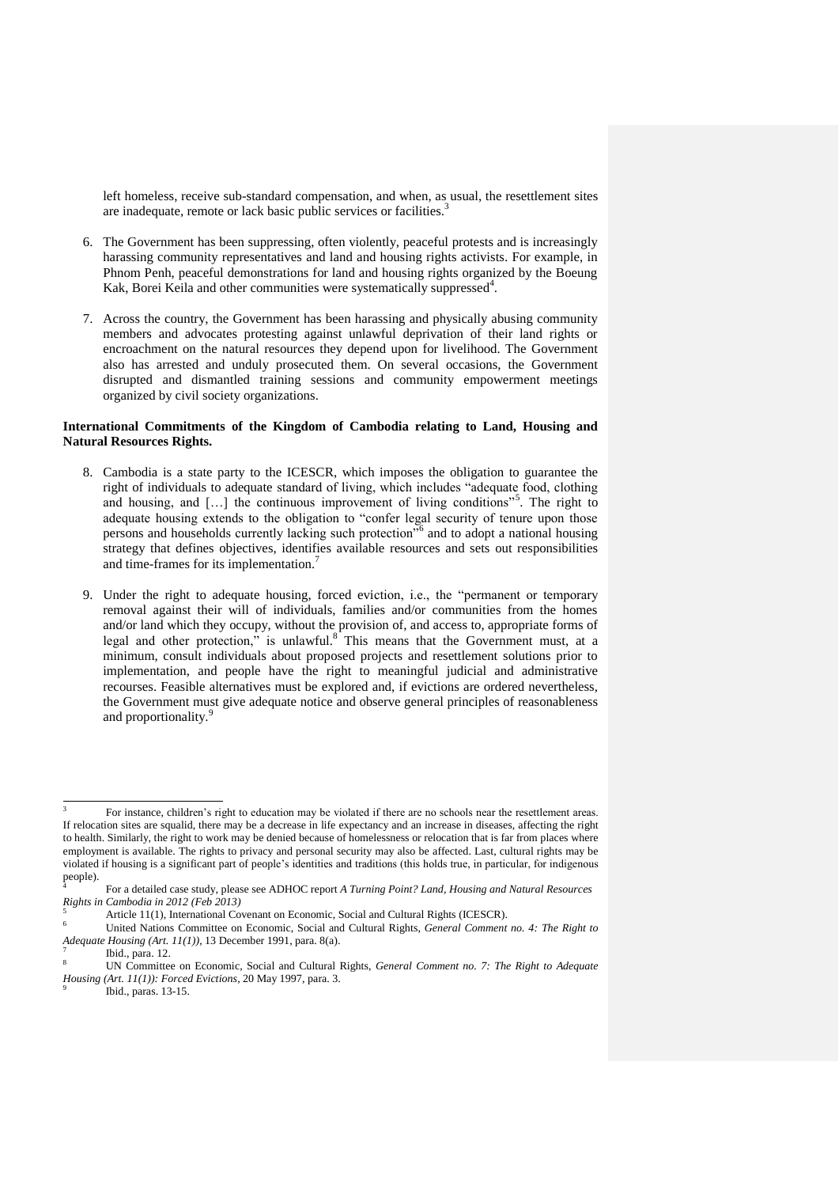left homeless, receive sub-standard compensation, and when, as usual, the resettlement sites are inadequate, remote or lack basic public services or facilities.[3]

6. The Government has been suppressing, often violently, peaceful protests and is increasingly harassing community representatives and land and housing rights activists. For example, in Phnom Penh, peaceful demonstrations for land and housing rights organized by the Boeung Kak, Borei Keila and other communities were systematically suppressed[4].

7. Across the country, the Government has been harassing and physically abusing community members and advocates protesting against unlawful deprivation of their land rights or encroachment on the natural resources they depend upon for livelihood. The Government also has arrested and unduly prosecuted them. On several occasions, the Government disrupted and dismantled training sessions and community empowerment meetings organized by civil society organizations.

**International Commitments of the Kingdom of Cambodia relating to Land, Housing and Natural Resources Rights.**

8. Cambodia is a state party to the ICESCR, which imposes the obligation to guarantee the right of individuals to adequate standard of living, which includes "adequate food, clothing and housing, and […] the continuous improvement of living conditions"[5]. The right to adequate housing extends to the obligation to "confer legal security of tenure upon those persons and households currently lacking such protection"[6] and to adopt a national housing strategy that defines objectives, identifies available resources and sets out responsibilities and time-frames for its implementation.[7]

9. Under the right to adequate housing, forced eviction, i.e., the "permanent or temporary removal against their will of individuals, families and/or communities from the homes and/or land which they occupy, without the provision of, and access to, appropriate forms of legal and other protection," is unlawful.[8] This means that the Government must, at a minimum, consult individuals about proposed projects and resettlement solutions prior to implementation, and people have the right to meaningful judicial and administrative recourses. Feasible alternatives must be explored and, if evictions are ordered nevertheless, the Government must give adequate notice and observe general principles of reasonableness and proportionality.[9]

---

[3] For instance, children's right to education may be violated if there are no schools near the resettlement areas. If relocation sites are squalid, there may be a decrease in life expectancy and an increase in diseases, affecting the right to health. Similarly, the right to work may be denied because of homelessness or relocation that is far from places where employment is available. The rights to privacy and personal security may also be affected. Last, cultural rights may be violated if housing is a significant part of people's identities and traditions (this holds true, in particular, for indigenous people).

[4] For a detailed case study, please see ADHOC report *A Turning Point? Land, Housing and Natural Resources Rights in Cambodia in 2012 (Feb 2013)*

[5] Article 11(1), International Covenant on Economic, Social and Cultural Rights (ICESCR).

[6] United Nations Committee on Economic, Social and Cultural Rights, *General Comment no. 4: The Right to Adequate Housing (Art. 11(1))*, 13 December 1991, para. 8(a).

[7] Ibid., para. 12.

[8] UN Committee on Economic, Social and Cultural Rights, *General Comment no. 7: The Right to Adequate Housing (Art. 11(1)): Forced Evictions*, 20 May 1997, para. 3.

[9] Ibid., paras. 13-15.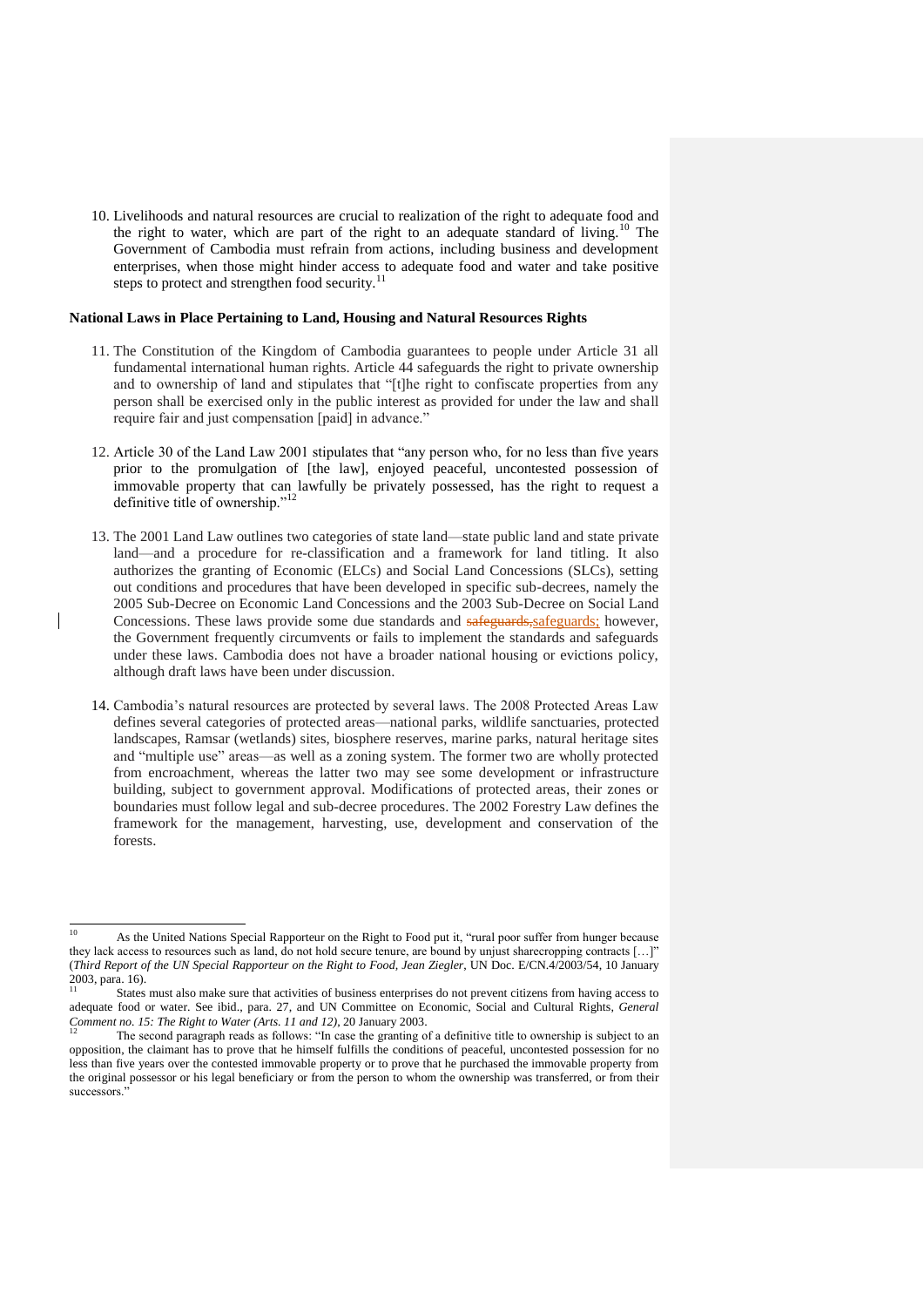10. Livelihoods and natural resources are crucial to realization of the right to adequate food and the right to water, which are part of the right to an adequate standard of living.[10] The Government of Cambodia must refrain from actions, including business and development enterprises, when those might hinder access to adequate food and water and take positive steps to protect and strengthen food security.[11]

**National Laws in Place Pertaining to Land, Housing and Natural Resources Rights**

11. The Constitution of the Kingdom of Cambodia guarantees to people under Article 31 all fundamental international human rights. Article 44 safeguards the right to private ownership and to ownership of land and stipulates that "[t]he right to confiscate properties from any person shall be exercised only in the public interest as provided for under the law and shall require fair and just compensation [paid] in advance."

12. Article 30 of the Land Law 2001 stipulates that "any person who, for no less than five years prior to the promulgation of [the law], enjoyed peaceful, uncontested possession of immovable property that can lawfully be privately possessed, has the right to request a definitive title of ownership."[12]

13. The 2001 Land Law outlines two categories of state land—state public land and state private land—and a procedure for re-classification and a framework for land titling. It also authorizes the granting of Economic (ELCs) and Social Land Concessions (SLCs), setting out conditions and procedures that have been developed in specific sub-decrees, namely the 2005 Sub-Decree on Economic Land Concessions and the 2003 Sub-Decree on Social Land Concessions. These laws provide some due standards and ~~safeguards,~~safeguards; however, the Government frequently circumvents or fails to implement the standards and safeguards under these laws. Cambodia does not have a broader national housing or evictions policy, although draft laws have been under discussion.

14. Cambodia's natural resources are protected by several laws. The 2008 Protected Areas Law defines several categories of protected areas—national parks, wildlife sanctuaries, protected landscapes, Ramsar (wetlands) sites, biosphere reserves, marine parks, natural heritage sites and "multiple use" areas—as well as a zoning system. The former two are wholly protected from encroachment, whereas the latter two may see some development or infrastructure building, subject to government approval. Modifications of protected areas, their zones or boundaries must follow legal and sub-decree procedures. The 2002 Forestry Law defines the framework for the management, harvesting, use, development and conservation of the forests.

---

[10] As the United Nations Special Rapporteur on the Right to Food put it, "rural poor suffer from hunger because they lack access to resources such as land, do not hold secure tenure, are bound by unjust sharecropping contracts […]" (*Third Report of the UN Special Rapporteur on the Right to Food, Jean Ziegler*, UN Doc. E/CN.4/2003/54, 10 January 2003, para. 16).

[11] States must also make sure that activities of business enterprises do not prevent citizens from having access to adequate food or water. See ibid., para. 27, and UN Committee on Economic, Social and Cultural Rights, *General Comment no. 15: The Right to Water (Arts. 11 and 12)*, 20 January 2003.

[12] The second paragraph reads as follows: "In case the granting of a definitive title to ownership is subject to an opposition, the claimant has to prove that he himself fulfills the conditions of peaceful, uncontested possession for no less than five years over the contested immovable property or to prove that he purchased the immovable property from the original possessor or his legal beneficiary or from the person to whom the ownership was transferred, or from their successors."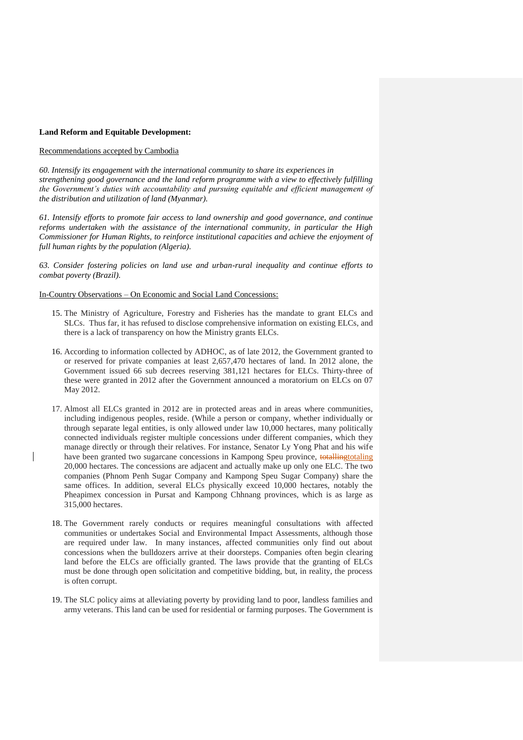**Land Reform and Equitable Development:**

Recommendations accepted by Cambodia

*60. Intensify its engagement with the international community to share its experiences in strengthening good governance and the land reform programme with a view to effectively fulfilling the Government's duties with accountability and pursuing equitable and efficient management of the distribution and utilization of land (Myanmar).*

*61. Intensify efforts to promote fair access to land ownership and good governance, and continue reforms undertaken with the assistance of the international community, in particular the High Commissioner for Human Rights, to reinforce institutional capacities and achieve the enjoyment of full human rights by the population (Algeria).*

*63. Consider fostering policies on land use and urban-rural inequality and continue efforts to combat poverty (Brazil).*

In-Country Observations – On Economic and Social Land Concessions:

15. The Ministry of Agriculture, Forestry and Fisheries has the mandate to grant ELCs and SLCs. Thus far, it has refused to disclose comprehensive information on existing ELCs, and there is a lack of transparency on how the Ministry grants ELCs.

16. According to information collected by ADHOC, as of late 2012, the Government granted to or reserved for private companies at least 2,657,470 hectares of land. In 2012 alone, the Government issued 66 sub decrees reserving 381,121 hectares for ELCs. Thirty-three of these were granted in 2012 after the Government announced a moratorium on ELCs on 07 May 2012.

17. Almost all ELCs granted in 2012 are in protected areas and in areas where communities, including indigenous peoples, reside. (While a person or company, whether individually or through separate legal entities, is only allowed under law 10,000 hectares, many politically connected individuals register multiple concessions under different companies, which they manage directly or through their relatives. For instance, Senator Ly Yong Phat and his wife have been granted two sugarcane concessions in Kampong Speu province, ~~totalling~~totaling 20,000 hectares. The concessions are adjacent and actually make up only one ELC. The two companies (Phnom Penh Sugar Company and Kampong Speu Sugar Company) share the same offices. In addition, several ELCs physically exceed 10,000 hectares, notably the Pheapimex concession in Pursat and Kampong Chhnang provinces, which is as large as 315,000 hectares.

18. The Government rarely conducts or requires meaningful consultations with affected communities or undertakes Social and Environmental Impact Assessments, although those are required under law. In many instances, affected communities only find out about concessions when the bulldozers arrive at their doorsteps. Companies often begin clearing land before the ELCs are officially granted. The laws provide that the granting of ELCs must be done through open solicitation and competitive bidding, but, in reality, the process is often corrupt.

19. The SLC policy aims at alleviating poverty by providing land to poor, landless families and army veterans. This land can be used for residential or farming purposes. The Government is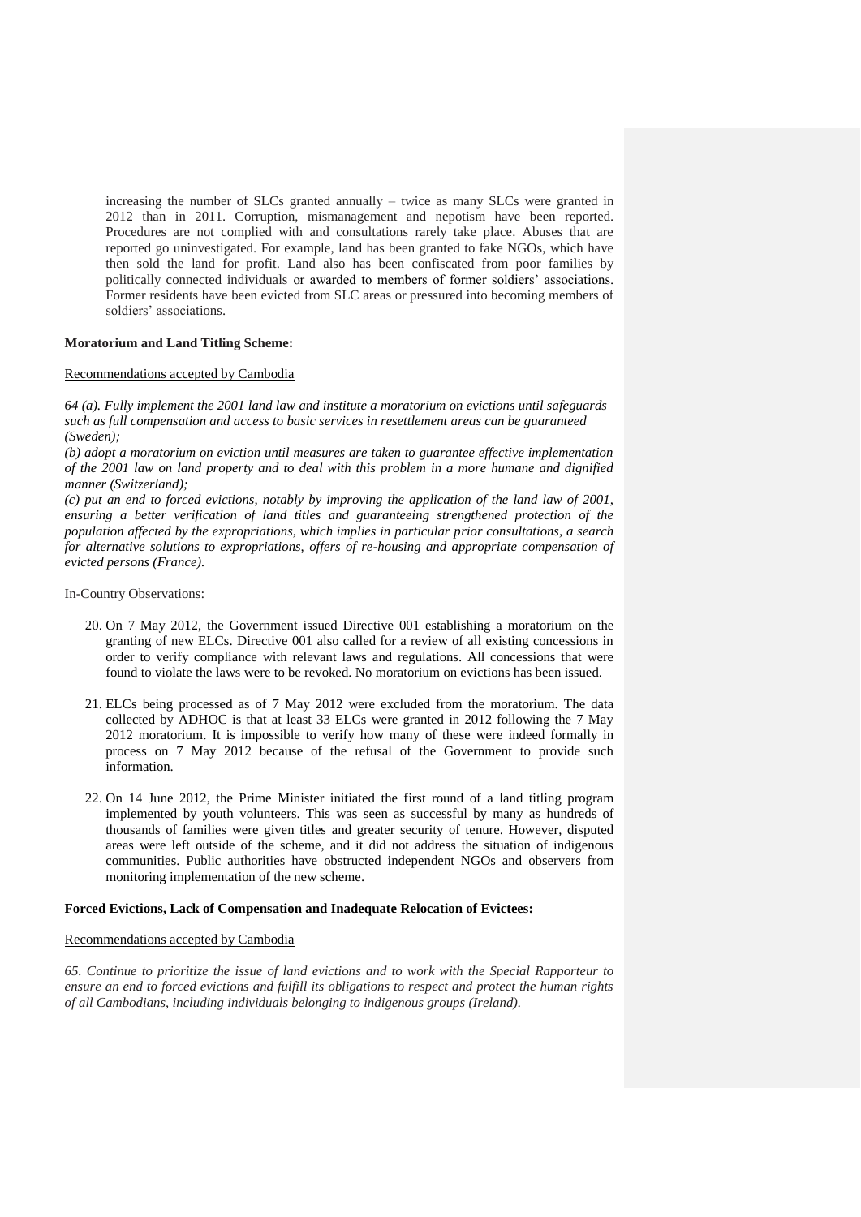increasing the number of SLCs granted annually – twice as many SLCs were granted in 2012 than in 2011. Corruption, mismanagement and nepotism have been reported. Procedures are not complied with and consultations rarely take place. Abuses that are reported go uninvestigated. For example, land has been granted to fake NGOs, which have then sold the land for profit. Land also has been confiscated from poor families by politically connected individuals or awarded to members of former soldiers' associations. Former residents have been evicted from SLC areas or pressured into becoming members of soldiers' associations.

**Moratorium and Land Titling Scheme:**

Recommendations accepted by Cambodia

*64 (a). Fully implement the 2001 land law and institute a moratorium on evictions until safeguards such as full compensation and access to basic services in resettlement areas can be guaranteed (Sweden);*

*(b) adopt a moratorium on eviction until measures are taken to guarantee effective implementation of the 2001 law on land property and to deal with this problem in a more humane and dignified manner (Switzerland);*

*(c) put an end to forced evictions, notably by improving the application of the land law of 2001, ensuring a better verification of land titles and guaranteeing strengthened protection of the population affected by the expropriations, which implies in particular prior consultations, a search for alternative solutions to expropriations, offers of re-housing and appropriate compensation of evicted persons (France).*

In-Country Observations:

20. On 7 May 2012, the Government issued Directive 001 establishing a moratorium on the granting of new ELCs. Directive 001 also called for a review of all existing concessions in order to verify compliance with relevant laws and regulations. All concessions that were found to violate the laws were to be revoked. No moratorium on evictions has been issued.

21. ELCs being processed as of 7 May 2012 were excluded from the moratorium. The data collected by ADHOC is that at least 33 ELCs were granted in 2012 following the 7 May 2012 moratorium. It is impossible to verify how many of these were indeed formally in process on 7 May 2012 because of the refusal of the Government to provide such information.

22. On 14 June 2012, the Prime Minister initiated the first round of a land titling program implemented by youth volunteers. This was seen as successful by many as hundreds of thousands of families were given titles and greater security of tenure. However, disputed areas were left outside of the scheme, and it did not address the situation of indigenous communities. Public authorities have obstructed independent NGOs and observers from monitoring implementation of the new scheme.

**Forced Evictions, Lack of Compensation and Inadequate Relocation of Evictees:**

Recommendations accepted by Cambodia

*65. Continue to prioritize the issue of land evictions and to work with the Special Rapporteur to ensure an end to forced evictions and fulfill its obligations to respect and protect the human rights of all Cambodians, including individuals belonging to indigenous groups (Ireland).*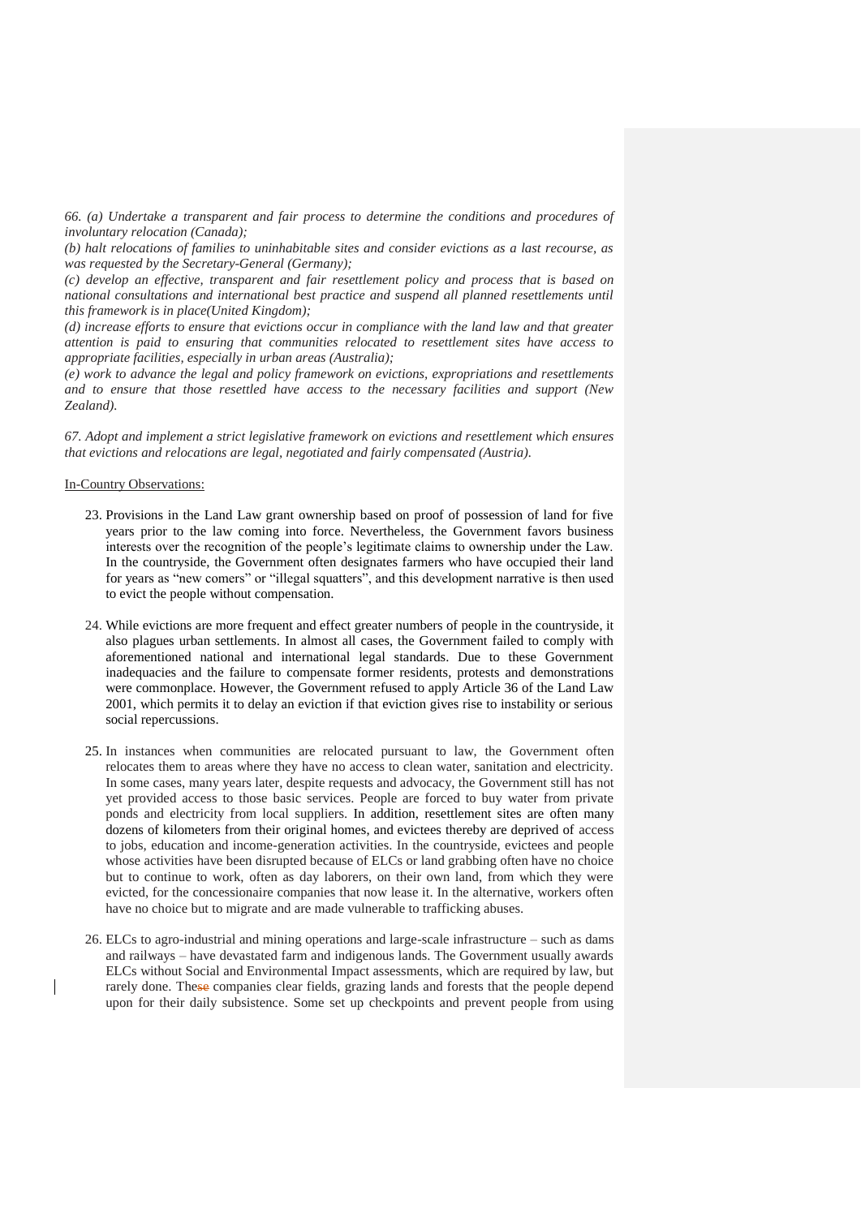*66. (a) Undertake a transparent and fair process to determine the conditions and procedures of involuntary relocation (Canada);*
*(b) halt relocations of families to uninhabitable sites and consider evictions as a last recourse, as was requested by the Secretary-General (Germany);*
*(c) develop an effective, transparent and fair resettlement policy and process that is based on national consultations and international best practice and suspend all planned resettlements until this framework is in place(United Kingdom);*
*(d) increase efforts to ensure that evictions occur in compliance with the land law and that greater attention is paid to ensuring that communities relocated to resettlement sites have access to appropriate facilities, especially in urban areas (Australia);*
*(e) work to advance the legal and policy framework on evictions, expropriations and resettlements and to ensure that those resettled have access to the necessary facilities and support (New Zealand).*

*67. Adopt and implement a strict legislative framework on evictions and resettlement which ensures that evictions and relocations are legal, negotiated and fairly compensated (Austria).*

In-Country Observations:

23. Provisions in the Land Law grant ownership based on proof of possession of land for five years prior to the law coming into force. Nevertheless, the Government favors business interests over the recognition of the people's legitimate claims to ownership under the Law. In the countryside, the Government often designates farmers who have occupied their land for years as "new comers" or "illegal squatters", and this development narrative is then used to evict the people without compensation.

24. While evictions are more frequent and effect greater numbers of people in the countryside, it also plagues urban settlements. In almost all cases, the Government failed to comply with aforementioned national and international legal standards. Due to these Government inadequacies and the failure to compensate former residents, protests and demonstrations were commonplace. However, the Government refused to apply Article 36 of the Land Law 2001, which permits it to delay an eviction if that eviction gives rise to instability or serious social repercussions.

25. In instances when communities are relocated pursuant to law, the Government often relocates them to areas where they have no access to clean water, sanitation and electricity. In some cases, many years later, despite requests and advocacy, the Government still has not yet provided access to those basic services. People are forced to buy water from private ponds and electricity from local suppliers. In addition, resettlement sites are often many dozens of kilometers from their original homes, and evictees thereby are deprived of access to jobs, education and income-generation activities. In the countryside, evictees and people whose activities have been disrupted because of ELCs or land grabbing often have no choice but to continue to work, often as day laborers, on their own land, from which they were evicted, for the concessionaire companies that now lease it. In the alternative, workers often have no choice but to migrate and are made vulnerable to trafficking abuses.

26. ELCs to agro-industrial and mining operations and large-scale infrastructure – such as dams and railways – have devastated farm and indigenous lands. The Government usually awards ELCs without Social and Environmental Impact assessments, which are required by law, but rarely done. These companies clear fields, grazing lands and forests that the people depend upon for their daily subsistence. Some set up checkpoints and prevent people from using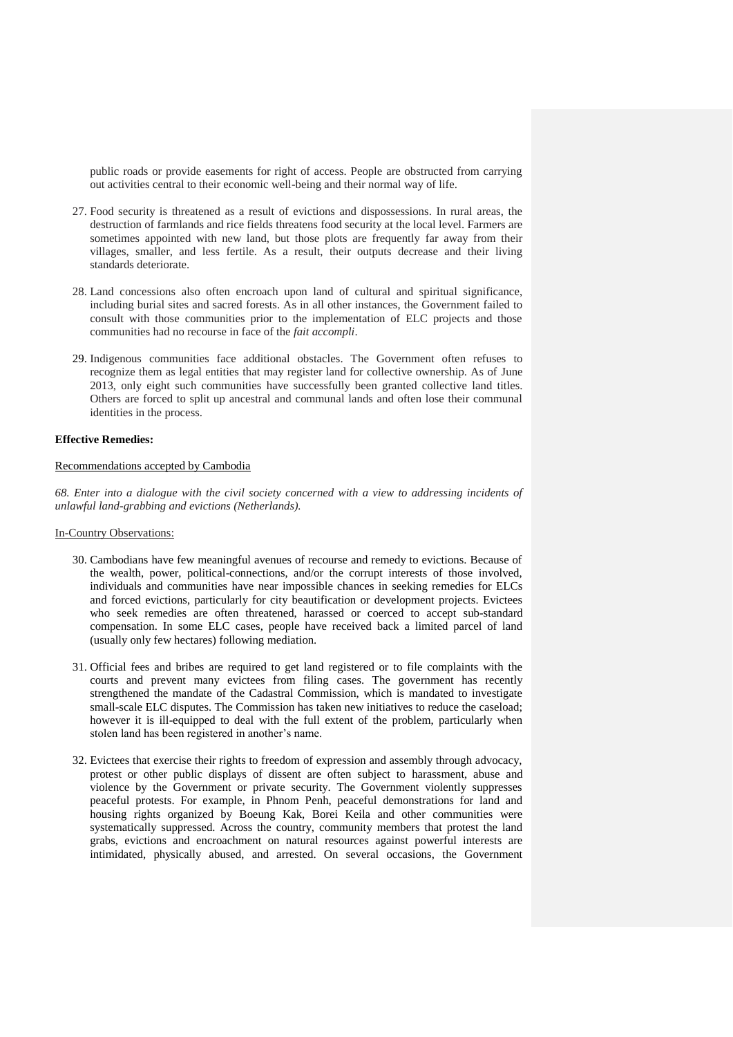public roads or provide easements for right of access. People are obstructed from carrying out activities central to their economic well-being and their normal way of life.

27. Food security is threatened as a result of evictions and dispossessions. In rural areas, the destruction of farmlands and rice fields threatens food security at the local level. Farmers are sometimes appointed with new land, but those plots are frequently far away from their villages, smaller, and less fertile. As a result, their outputs decrease and their living standards deteriorate.

28. Land concessions also often encroach upon land of cultural and spiritual significance, including burial sites and sacred forests. As in all other instances, the Government failed to consult with those communities prior to the implementation of ELC projects and those communities had no recourse in face of the *fait accompli*.

29. Indigenous communities face additional obstacles. The Government often refuses to recognize them as legal entities that may register land for collective ownership. As of June 2013, only eight such communities have successfully been granted collective land titles. Others are forced to split up ancestral and communal lands and often lose their communal identities in the process.

**Effective Remedies:**

Recommendations accepted by Cambodia

*68. Enter into a dialogue with the civil society concerned with a view to addressing incidents of unlawful land-grabbing and evictions (Netherlands).*

In-Country Observations:

30. Cambodians have few meaningful avenues of recourse and remedy to evictions. Because of the wealth, power, political-connections, and/or the corrupt interests of those involved, individuals and communities have near impossible chances in seeking remedies for ELCs and forced evictions, particularly for city beautification or development projects. Evictees who seek remedies are often threatened, harassed or coerced to accept sub-standard compensation. In some ELC cases, people have received back a limited parcel of land (usually only few hectares) following mediation.

31. Official fees and bribes are required to get land registered or to file complaints with the courts and prevent many evictees from filing cases. The government has recently strengthened the mandate of the Cadastral Commission, which is mandated to investigate small-scale ELC disputes. The Commission has taken new initiatives to reduce the caseload; however it is ill-equipped to deal with the full extent of the problem, particularly when stolen land has been registered in another's name.

32. Evictees that exercise their rights to freedom of expression and assembly through advocacy, protest or other public displays of dissent are often subject to harassment, abuse and violence by the Government or private security. The Government violently suppresses peaceful protests. For example, in Phnom Penh, peaceful demonstrations for land and housing rights organized by Boeung Kak, Borei Keila and other communities were systematically suppressed. Across the country, community members that protest the land grabs, evictions and encroachment on natural resources against powerful interests are intimidated, physically abused, and arrested. On several occasions, the Government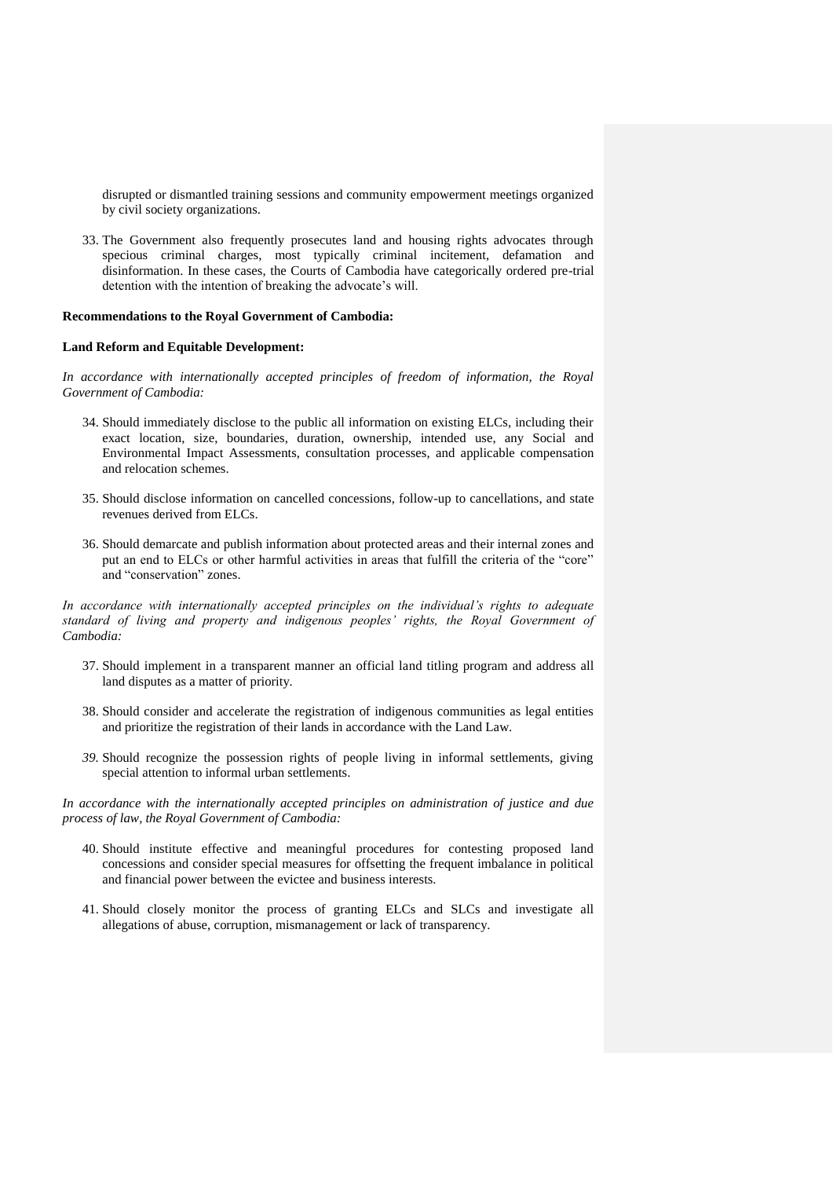disrupted or dismantled training sessions and community empowerment meetings organized by civil society organizations.

33. The Government also frequently prosecutes land and housing rights advocates through specious criminal charges, most typically criminal incitement, defamation and disinformation. In these cases, the Courts of Cambodia have categorically ordered pre-trial detention with the intention of breaking the advocate's will.

**Recommendations to the Royal Government of Cambodia:**

**Land Reform and Equitable Development:**

*In accordance with internationally accepted principles of freedom of information, the Royal Government of Cambodia:*

34. Should immediately disclose to the public all information on existing ELCs, including their exact location, size, boundaries, duration, ownership, intended use, any Social and Environmental Impact Assessments, consultation processes, and applicable compensation and relocation schemes.

35. Should disclose information on cancelled concessions, follow-up to cancellations, and state revenues derived from ELCs.

36. Should demarcate and publish information about protected areas and their internal zones and put an end to ELCs or other harmful activities in areas that fulfill the criteria of the "core" and "conservation" zones.

*In accordance with internationally accepted principles on the individual's rights to adequate standard of living and property and indigenous peoples' rights, the Royal Government of Cambodia:*

37. Should implement in a transparent manner an official land titling program and address all land disputes as a matter of priority.

38. Should consider and accelerate the registration of indigenous communities as legal entities and prioritize the registration of their lands in accordance with the Land Law.

39. Should recognize the possession rights of people living in informal settlements, giving special attention to informal urban settlements.

*In accordance with the internationally accepted principles on administration of justice and due process of law, the Royal Government of Cambodia:*

40. Should institute effective and meaningful procedures for contesting proposed land concessions and consider special measures for offsetting the frequent imbalance in political and financial power between the evictee and business interests.

41. Should closely monitor the process of granting ELCs and SLCs and investigate all allegations of abuse, corruption, mismanagement or lack of transparency.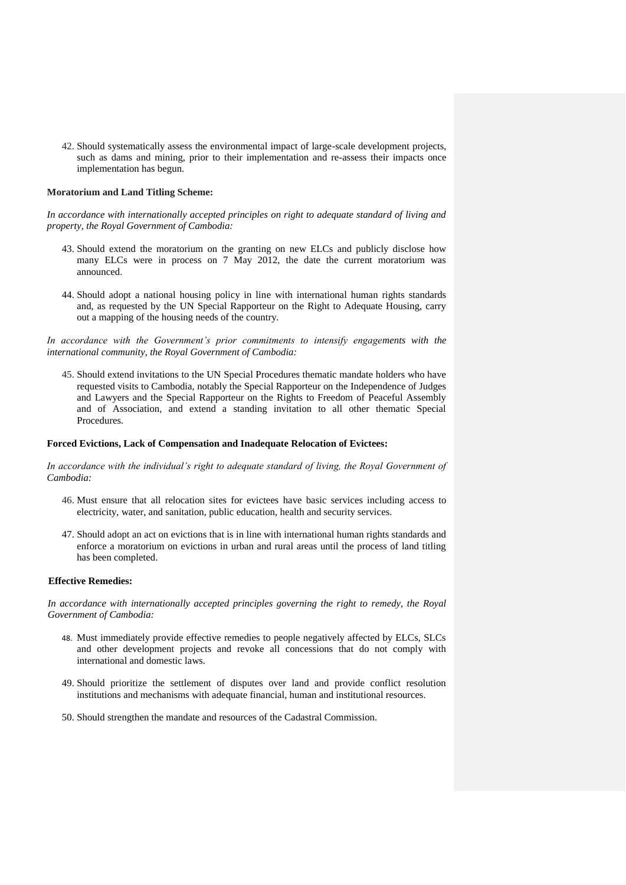42. Should systematically assess the environmental impact of large-scale development projects, such as dams and mining, prior to their implementation and re-assess their impacts once implementation has begun.

**Moratorium and Land Titling Scheme:**

*In accordance with internationally accepted principles on right to adequate standard of living and property, the Royal Government of Cambodia:*

43. Should extend the moratorium on the granting on new ELCs and publicly disclose how many ELCs were in process on 7 May 2012, the date the current moratorium was announced.

44. Should adopt a national housing policy in line with international human rights standards and, as requested by the UN Special Rapporteur on the Right to Adequate Housing, carry out a mapping of the housing needs of the country.

*In accordance with the Government's prior commitments to intensify engagements with the international community, the Royal Government of Cambodia:*

45. Should extend invitations to the UN Special Procedures thematic mandate holders who have requested visits to Cambodia, notably the Special Rapporteur on the Independence of Judges and Lawyers and the Special Rapporteur on the Rights to Freedom of Peaceful Assembly and of Association, and extend a standing invitation to all other thematic Special Procedures.

**Forced Evictions, Lack of Compensation and Inadequate Relocation of Evictees:**

*In accordance with the individual's right to adequate standard of living, the Royal Government of Cambodia:*

46. Must ensure that all relocation sites for evictees have basic services including access to electricity, water, and sanitation, public education, health and security services.

47. Should adopt an act on evictions that is in line with international human rights standards and enforce a moratorium on evictions in urban and rural areas until the process of land titling has been completed.

**Effective Remedies:**

*In accordance with internationally accepted principles governing the right to remedy, the Royal Government of Cambodia:*

48. Must immediately provide effective remedies to people negatively affected by ELCs, SLCs and other development projects and revoke all concessions that do not comply with international and domestic laws.

49. Should prioritize the settlement of disputes over land and provide conflict resolution institutions and mechanisms with adequate financial, human and institutional resources.

50. Should strengthen the mandate and resources of the Cadastral Commission.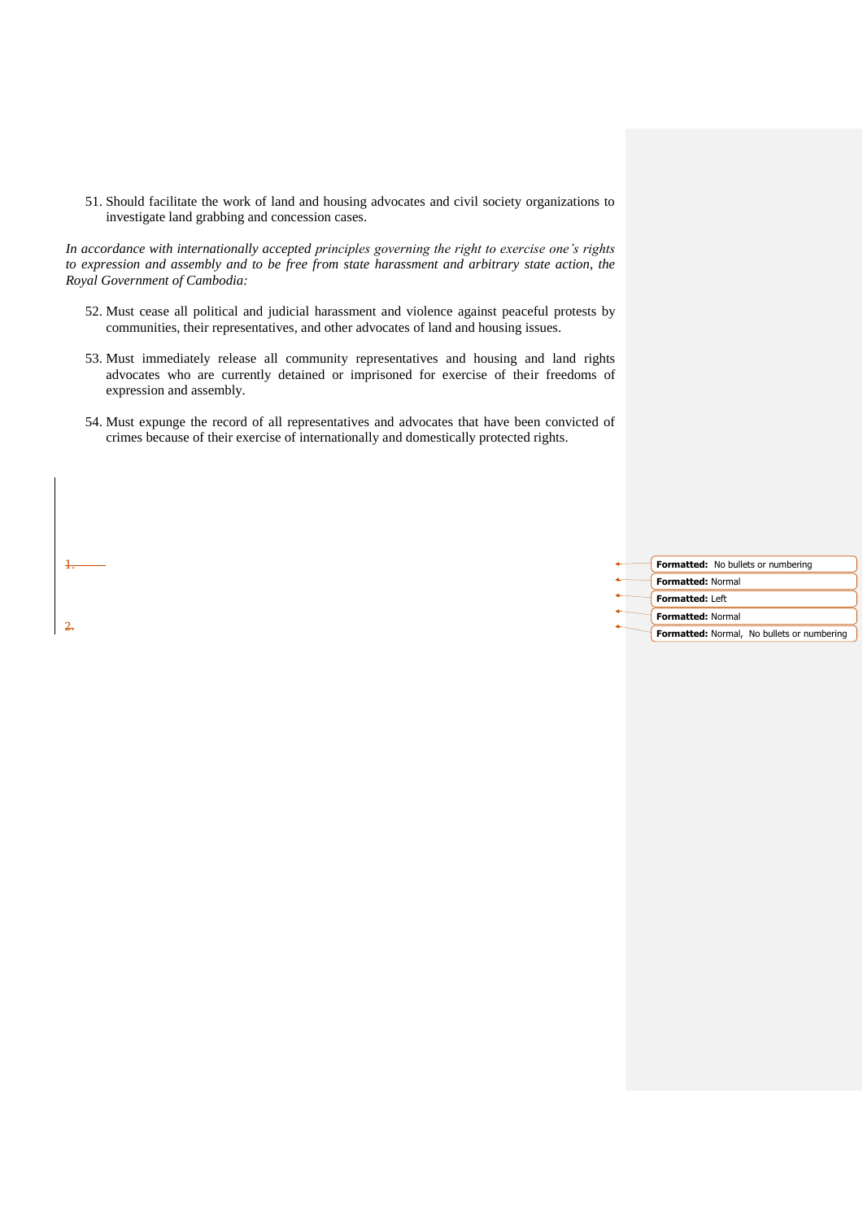51. Should facilitate the work of land and housing advocates and civil society organizations to investigate land grabbing and concession cases.

*In accordance with internationally accepted principles governing the right to exercise one's rights to expression and assembly and to be free from state harassment and arbitrary state action, the Royal Government of Cambodia:*

52. Must cease all political and judicial harassment and violence against peaceful protests by communities, their representatives, and other advocates of land and housing issues.

53. Must immediately release all community representatives and housing and land rights advocates who are currently detained or imprisoned for exercise of their freedoms of expression and assembly.

54. Must expunge the record of all representatives and advocates that have been convicted of crimes because of their exercise of internationally and domestically protected rights.